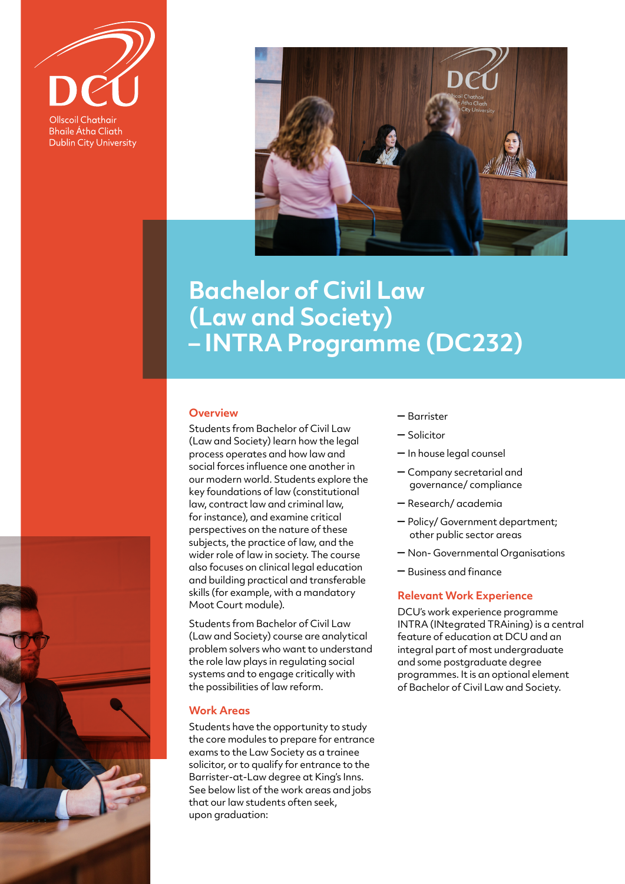DCU

Ollscoil Chathair Bhaile Átha Cliath
Dublin City University

# Bachelor of Civil Law (Law and Society) – INTRA Programme (DC232)

## Overview

Students from Bachelor of Civil Law (Law and Society) learn how the legal process operates and how law and social forces influence one another in our modern world. Students explore the key foundations of law (constitutional law, contract law and criminal law, for instance), and examine critical perspectives on the nature of these subjects, the practice of law, and the wider role of law in society. The course also focuses on clinical legal education and building practical and transferable skills (for example, with a mandatory Moot Court module).

Students from Bachelor of Civil Law (Law and Society) course are analytical problem solvers who want to understand the role law plays in regulating social systems and to engage critically with the possibilities of law reform.

## Work Areas

Students have the opportunity to study the core modules to prepare for entrance exams to the Law Society as a trainee solicitor, or to qualify for entrance to the Barrister-at-Law degree at King's Inns. See below list of the work areas and jobs that our law students often seek, upon graduation:

- Barrister
- Solicitor
- In house legal counsel
- Company secretarial and governance/ compliance
- Research/ academia
- Policy/ Government department; other public sector areas
- Non- Governmental Organisations
- Business and finance

## Relevant Work Experience

DCU's work experience programme INTRA (INtegrated TRAining) is a central feature of education at DCU and an integral part of most undergraduate and some postgraduate degree programmes. It is an optional element of Bachelor of Civil Law and Society.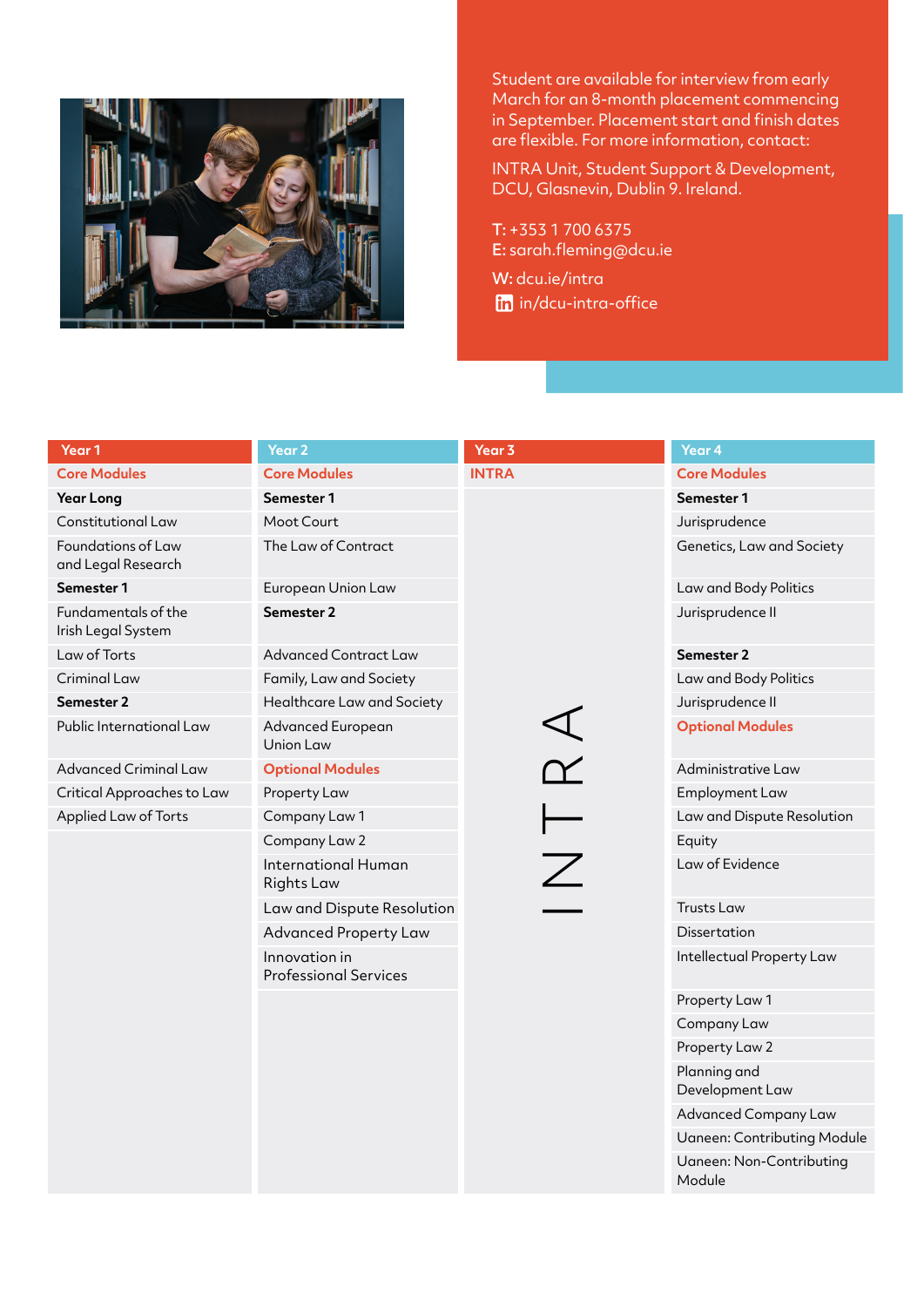Student are available for interview from early March for an 8-month placement commencing in September. Placement start and finish dates are flexible. For more information, contact:

INTRA Unit, Student Support & Development, DCU, Glasnevin, Dublin 9. Ireland.

**T:** +353 1 700 6375
**E:** sarah.fleming@dcu.ie

**W:** dcu.ie/intra
in/dcu-intra-office

## Year 1

**Core Modules**

**Year Long**
- Constitutional Law
- Foundations of Law and Legal Research

**Semester 1**
- Fundamentals of the Irish Legal System
- Law of Torts
- Criminal Law

**Semester 2**
- Public International Law
- Advanced Criminal Law
- Critical Approaches to Law
- Applied Law of Torts

## Year 2

**Core Modules**

**Semester 1**
- Moot Court
- The Law of Contract
- European Union Law

**Semester 2**
- Advanced Contract Law
- Family, Law and Society
- Healthcare Law and Society
- Advanced European Union Law

**Optional Modules**
- Property Law
- Company Law 1
- Company Law 2
- International Human Rights Law
- Law and Dispute Resolution
- Advanced Property Law
- Innovation in Professional Services

## Year 3

**INTRA**

INTRA

## Year 4

**Core Modules**

**Semester 1**
- Jurisprudence
- Genetics, Law and Society
- Law and Body Politics
- Jurisprudence II

**Semester 2**
- Law and Body Politics
- Jurisprudence II

**Optional Modules**
- Administrative Law
- Employment Law
- Law and Dispute Resolution
- Equity
- Law of Evidence
- Trusts Law
- Dissertation
- Intellectual Property Law
- Property Law 1
- Company Law
- Property Law 2
- Planning and Development Law
- Advanced Company Law
- Uaneen: Contributing Module
- Uaneen: Non-Contributing Module